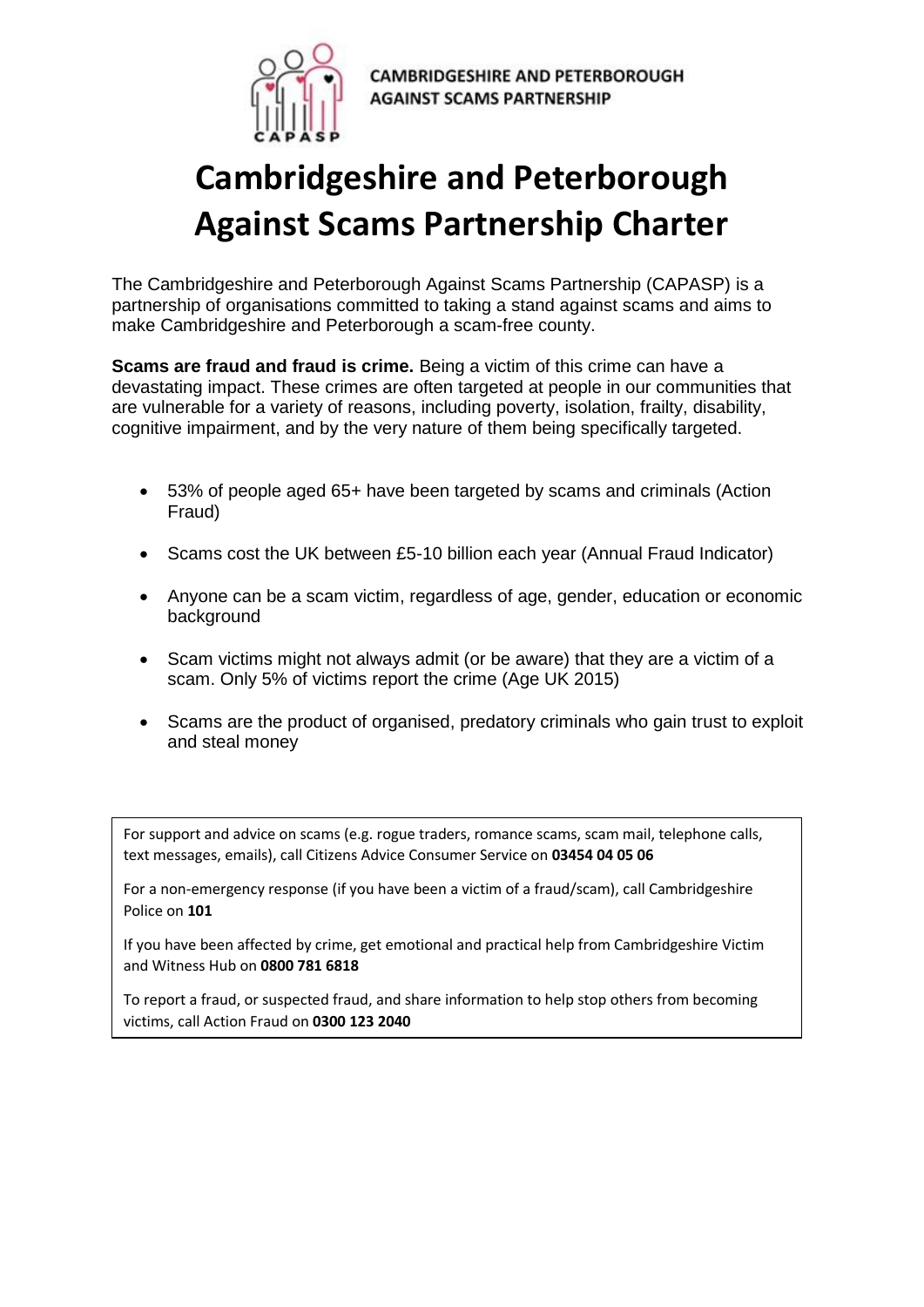CAMBRIDGESHIRE AND PETERBOROUGH AGAINST SCAMS PARTNERSHIP

# Cambridgeshire and Peterborough Against Scams Partnership Charter

The Cambridgeshire and Peterborough Against Scams Partnership (CAPASP) is a partnership of organisations committed to taking a stand against scams and aims to make Cambridgeshire and Peterborough a scam-free county.

**Scams are fraud and fraud is crime.** Being a victim of this crime can have a devastating impact. These crimes are often targeted at people in our communities that are vulnerable for a variety of reasons, including poverty, isolation, frailty, disability, cognitive impairment, and by the very nature of them being specifically targeted.

- 53% of people aged 65+ have been targeted by scams and criminals (Action Fraud)
- Scams cost the UK between £5-10 billion each year (Annual Fraud Indicator)
- Anyone can be a scam victim, regardless of age, gender, education or economic background
- Scam victims might not always admit (or be aware) that they are a victim of a scam. Only 5% of victims report the crime (Age UK 2015)
- Scams are the product of organised, predatory criminals who gain trust to exploit and steal money

For support and advice on scams (e.g. rogue traders, romance scams, scam mail, telephone calls, text messages, emails), call Citizens Advice Consumer Service on **03454 04 05 06**

For a non-emergency response (if you have been a victim of a fraud/scam), call Cambridgeshire Police on **101**

If you have been affected by crime, get emotional and practical help from Cambridgeshire Victim and Witness Hub on **0800 781 6818**

To report a fraud, or suspected fraud, and share information to help stop others from becoming victims, call Action Fraud on **0300 123 2040**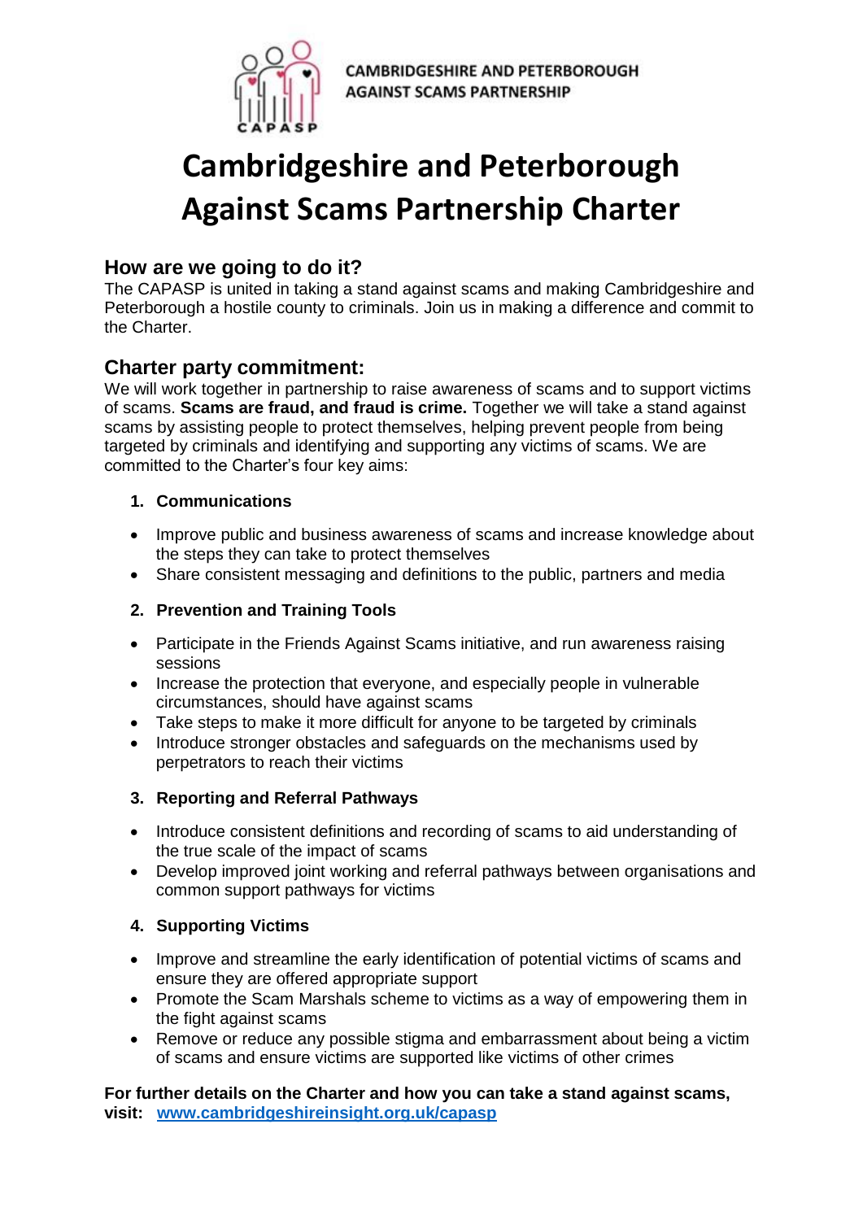CAMBRIDGESHIRE AND PETERBOROUGH AGAINST SCAMS PARTNERSHIP

# Cambridgeshire and Peterborough Against Scams Partnership Charter

## How are we going to do it?

The CAPASP is united in taking a stand against scams and making Cambridgeshire and Peterborough a hostile county to criminals. Join us in making a difference and commit to the Charter.

## Charter party commitment:

We will work together in partnership to raise awareness of scams and to support victims of scams. **Scams are fraud, and fraud is crime.** Together we will take a stand against scams by assisting people to protect themselves, helping prevent people from being targeted by criminals and identifying and supporting any victims of scams. We are committed to the Charter's four key aims:

1. **Communications**

- Improve public and business awareness of scams and increase knowledge about the steps they can take to protect themselves
- Share consistent messaging and definitions to the public, partners and media

2. **Prevention and Training Tools**

- Participate in the Friends Against Scams initiative, and run awareness raising sessions
- Increase the protection that everyone, and especially people in vulnerable circumstances, should have against scams
- Take steps to make it more difficult for anyone to be targeted by criminals
- Introduce stronger obstacles and safeguards on the mechanisms used by perpetrators to reach their victims

3. **Reporting and Referral Pathways**

- Introduce consistent definitions and recording of scams to aid understanding of the true scale of the impact of scams
- Develop improved joint working and referral pathways between organisations and common support pathways for victims

4. **Supporting Victims**

- Improve and streamline the early identification of potential victims of scams and ensure they are offered appropriate support
- Promote the Scam Marshals scheme to victims as a way of empowering them in the fight against scams
- Remove or reduce any possible stigma and embarrassment about being a victim of scams and ensure victims are supported like victims of other crimes

**For further details on the Charter and how you can take a stand against scams, visit: [www.cambridgeshireinsight.org.uk/capasp](http://www.cambridgeshireinsight.org.uk/capasp)**